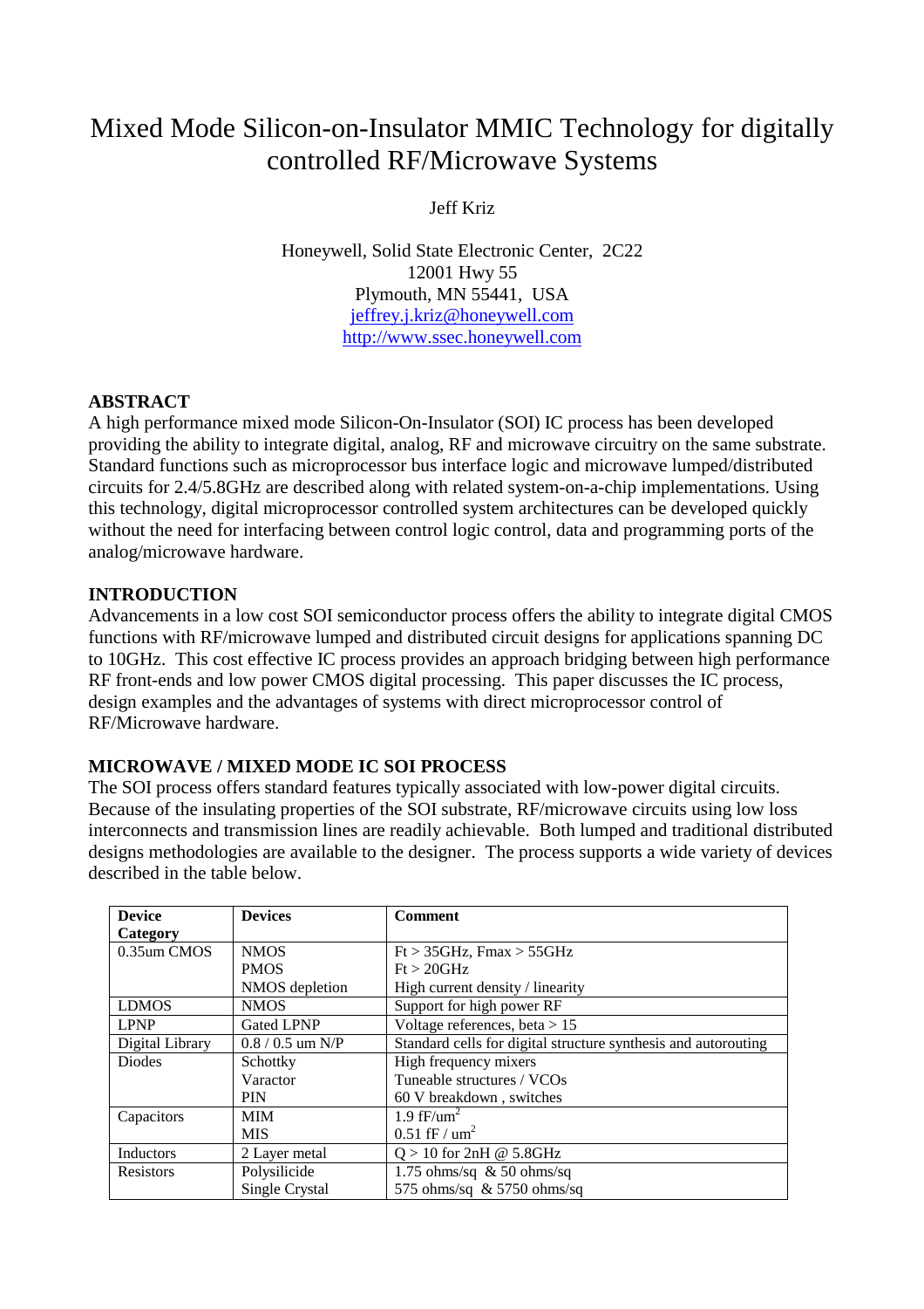# Mixed Mode Silicon-on-Insulator MMIC Technology for digitally controlled RF/Microwave Systems

Jeff Kriz

Honeywell, Solid State Electronic Center, 2C22
12001 Hwy 55
Plymouth, MN 55441, USA
jeffrey.j.kriz@honeywell.com
http://www.ssec.honeywell.com

## ABSTRACT

A high performance mixed mode Silicon-On-Insulator (SOI) IC process has been developed providing the ability to integrate digital, analog, RF and microwave circuitry on the same substrate. Standard functions such as microprocessor bus interface logic and microwave lumped/distributed circuits for 2.4/5.8GHz are described along with related system-on-a-chip implementations. Using this technology, digital microprocessor controlled system architectures can be developed quickly without the need for interfacing between control logic control, data and programming ports of the analog/microwave hardware.

## INTRODUCTION

Advancements in a low cost SOI semiconductor process offers the ability to integrate digital CMOS functions with RF/microwave lumped and distributed circuit designs for applications spanning DC to 10GHz. This cost effective IC process provides an approach bridging between high performance RF front-ends and low power CMOS digital processing. This paper discusses the IC process, design examples and the advantages of systems with direct microprocessor control of RF/Microwave hardware.

## MICROWAVE / MIXED MODE IC SOI PROCESS

The SOI process offers standard features typically associated with low-power digital circuits. Because of the insulating properties of the SOI substrate, RF/microwave circuits using low loss interconnects and transmission lines are readily achievable. Both lumped and traditional distributed designs methodologies are available to the designer. The process supports a wide variety of devices described in the table below.

| Device Category | Devices | Comment |
|---|---|---|
| 0.35um CMOS | NMOS<br>PMOS<br>NMOS depletion | Ft > 35GHz, Fmax > 55GHz<br>Ft > 20GHz<br>High current density / linearity |
| LDMOS | NMOS | Support for high power RF |
| LPNP | Gated LPNP | Voltage references, beta > 15 |
| Digital Library | 0.8 / 0.5 um N/P | Standard cells for digital structure synthesis and autorouting |
| Diodes | Schottky<br>Varactor<br>PIN | High frequency mixers<br>Tuneable structures / VCOs<br>60 V breakdown , switches |
| Capacitors | MIM<br>MIS | 1.9 fF/um$^2$<br>0.51 fF / um$^2$ |
| Inductors | 2 Layer metal | Q > 10 for 2nH @ 5.8GHz |
| Resistors | Polysilicide<br>Single Crystal | 1.75 ohms/sq & 50 ohms/sq<br>575 ohms/sq & 5750 ohms/sq |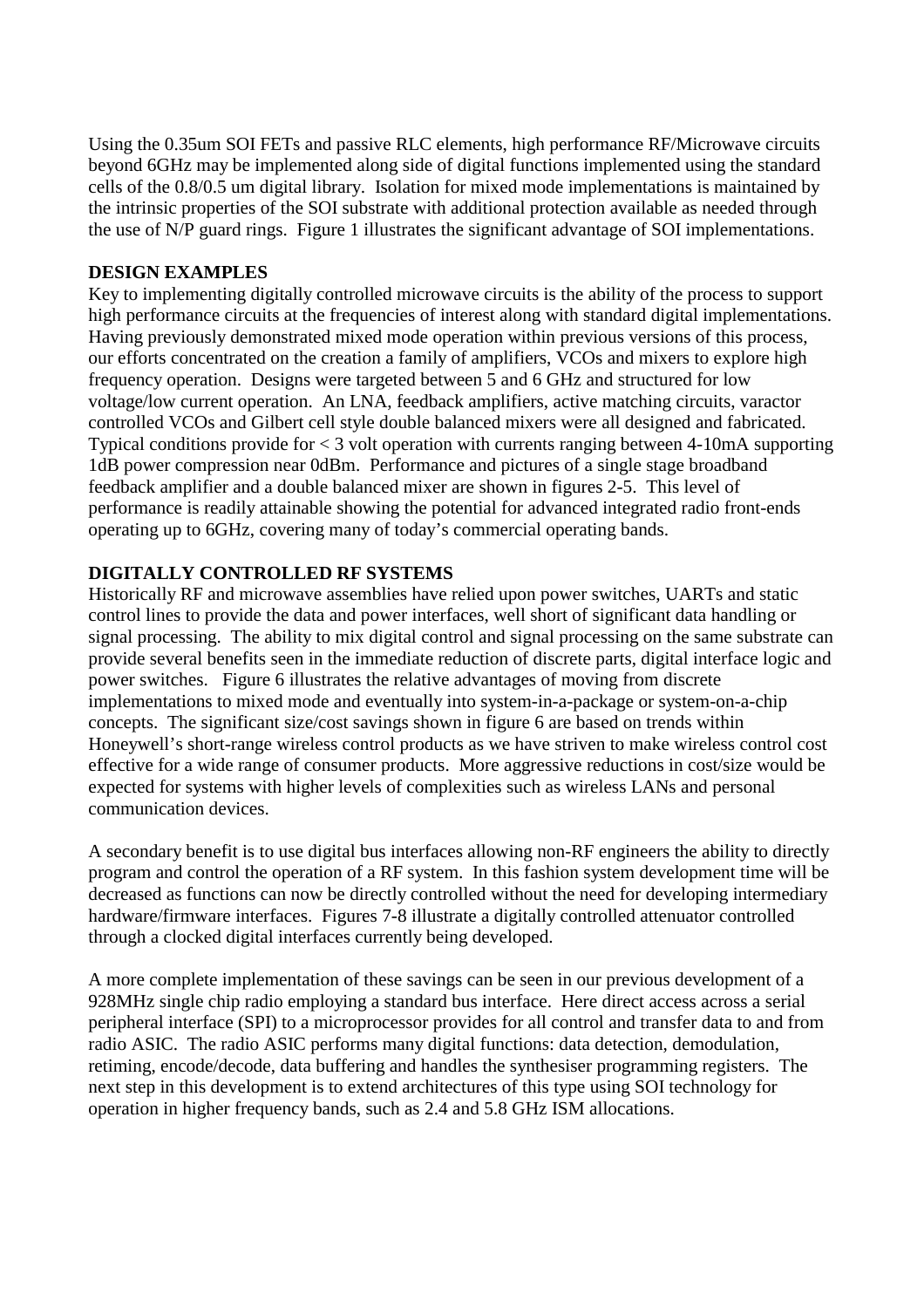Using the 0.35um SOI FETs and passive RLC elements, high performance RF/Microwave circuits beyond 6GHz may be implemented along side of digital functions implemented using the standard cells of the 0.8/0.5 um digital library. Isolation for mixed mode implementations is maintained by the intrinsic properties of the SOI substrate with additional protection available as needed through the use of N/P guard rings. Figure 1 illustrates the significant advantage of SOI implementations.

**DESIGN EXAMPLES**

Key to implementing digitally controlled microwave circuits is the ability of the process to support high performance circuits at the frequencies of interest along with standard digital implementations. Having previously demonstrated mixed mode operation within previous versions of this process, our efforts concentrated on the creation a family of amplifiers, VCOs and mixers to explore high frequency operation. Designs were targeted between 5 and 6 GHz and structured for low voltage/low current operation. An LNA, feedback amplifiers, active matching circuits, varactor controlled VCOs and Gilbert cell style double balanced mixers were all designed and fabricated. Typical conditions provide for < 3 volt operation with currents ranging between 4-10mA supporting 1dB power compression near 0dBm. Performance and pictures of a single stage broadband feedback amplifier and a double balanced mixer are shown in figures 2-5. This level of performance is readily attainable showing the potential for advanced integrated radio front-ends operating up to 6GHz, covering many of today's commercial operating bands.

**DIGITALLY CONTROLLED RF SYSTEMS**

Historically RF and microwave assemblies have relied upon power switches, UARTs and static control lines to provide the data and power interfaces, well short of significant data handling or signal processing. The ability to mix digital control and signal processing on the same substrate can provide several benefits seen in the immediate reduction of discrete parts, digital interface logic and power switches. Figure 6 illustrates the relative advantages of moving from discrete implementations to mixed mode and eventually into system-in-a-package or system-on-a-chip concepts. The significant size/cost savings shown in figure 6 are based on trends within Honeywell's short-range wireless control products as we have striven to make wireless control cost effective for a wide range of consumer products. More aggressive reductions in cost/size would be expected for systems with higher levels of complexities such as wireless LANs and personal communication devices.

A secondary benefit is to use digital bus interfaces allowing non-RF engineers the ability to directly program and control the operation of a RF system. In this fashion system development time will be decreased as functions can now be directly controlled without the need for developing intermediary hardware/firmware interfaces. Figures 7-8 illustrate a digitally controlled attenuator controlled through a clocked digital interfaces currently being developed.

A more complete implementation of these savings can be seen in our previous development of a 928MHz single chip radio employing a standard bus interface. Here direct access across a serial peripheral interface (SPI) to a microprocessor provides for all control and transfer data to and from radio ASIC. The radio ASIC performs many digital functions: data detection, demodulation, retiming, encode/decode, data buffering and handles the synthesiser programming registers. The next step in this development is to extend architectures of this type using SOI technology for operation in higher frequency bands, such as 2.4 and 5.8 GHz ISM allocations.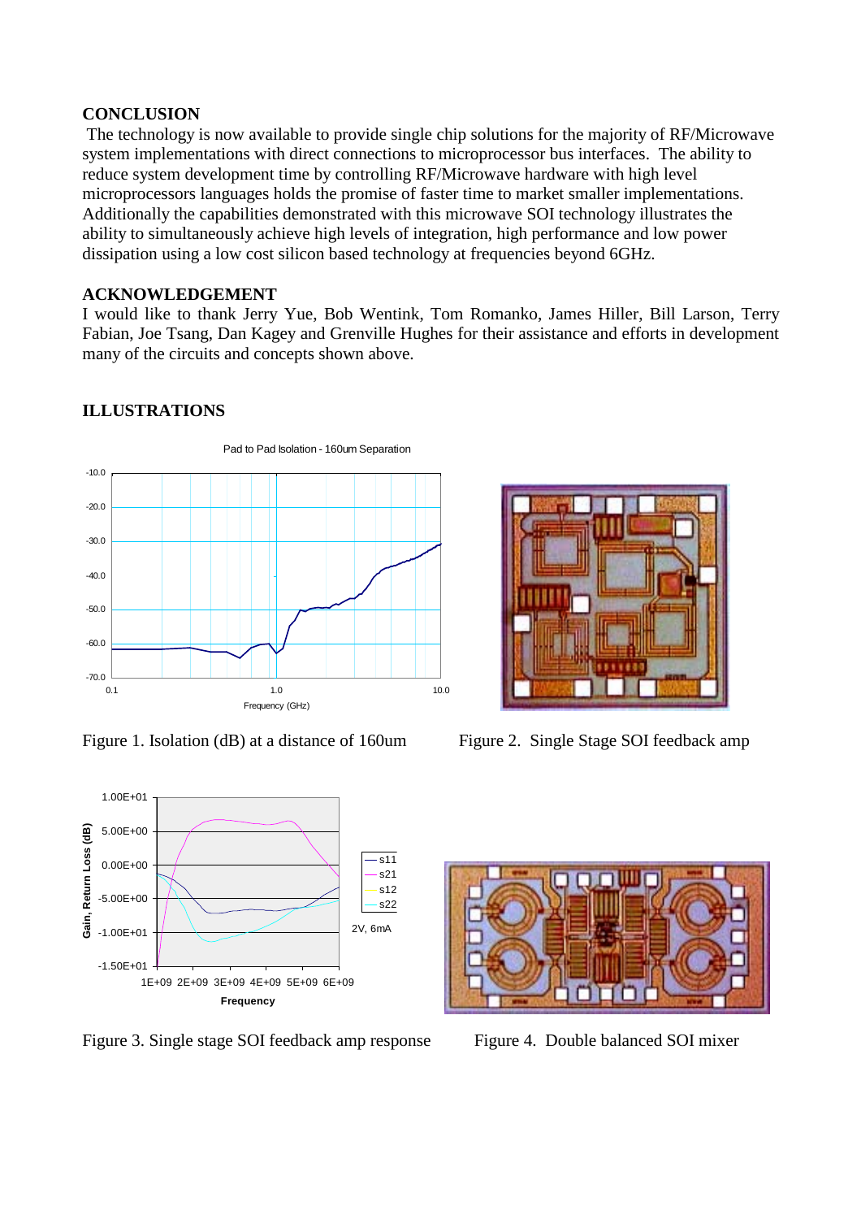## CONCLUSION

The technology is now available to provide single chip solutions for the majority of RF/Microwave system implementations with direct connections to microprocessor bus interfaces. The ability to reduce system development time by controlling RF/Microwave hardware with high level microprocessors languages holds the promise of faster time to market smaller implementations. Additionally the capabilities demonstrated with this microwave SOI technology illustrates the ability to simultaneously achieve high levels of integration, high performance and low power dissipation using a low cost silicon based technology at frequencies beyond 6GHz.

## ACKNOWLEDGEMENT

I would like to thank Jerry Yue, Bob Wentink, Tom Romanko, James Hiller, Bill Larson, Terry Fabian, Joe Tsang, Dan Kagey and Grenville Hughes for their assistance and efforts in development many of the circuits and concepts shown above.

## ILLUSTRATIONS

Figure 1. Isolation (dB) at a distance of 160um

Figure 2. Single Stage SOI feedback amp

Figure 3. Single stage SOI feedback amp response

Figure 4. Double balanced SOI mixer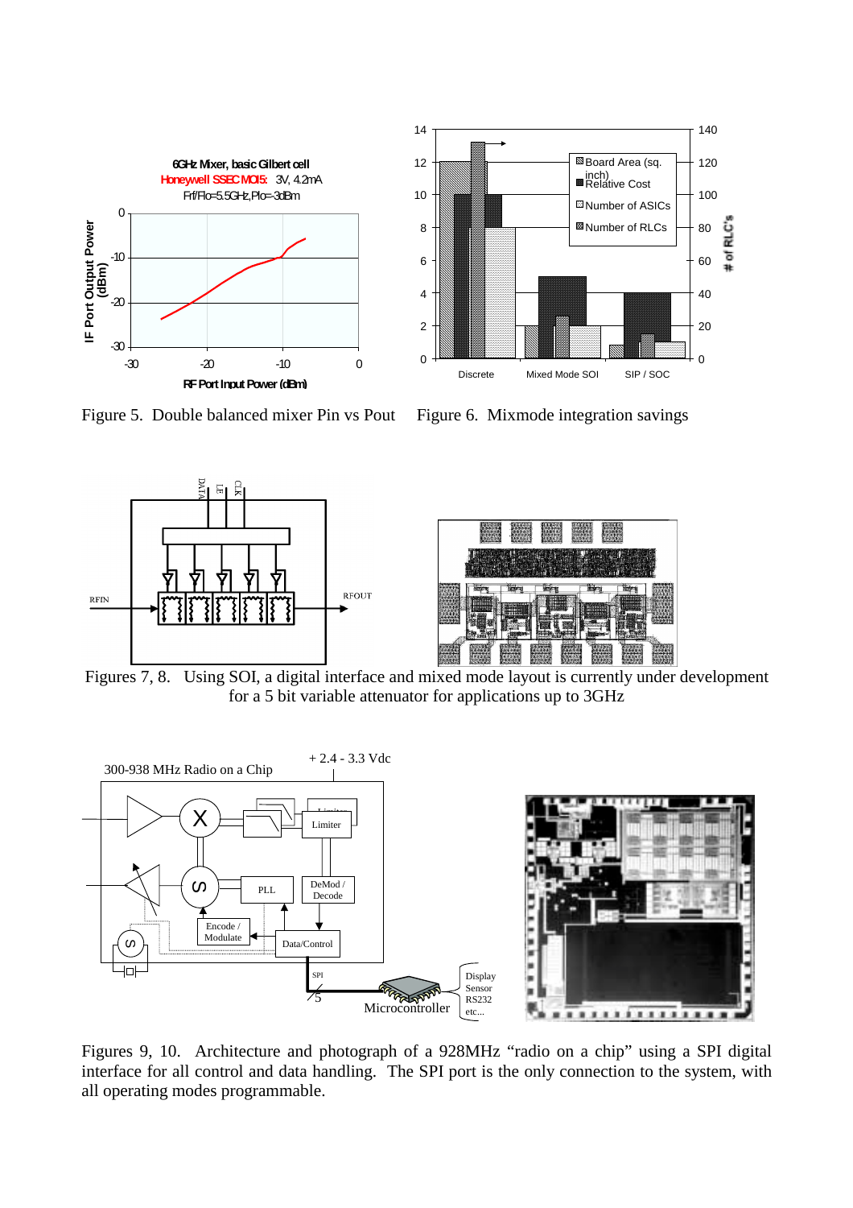6GHz Mixer, basic Gilbert cell

Honeywell SSEC MOI5: 3V, 4.2mA

Frf/Flo=5.5GHz,Plo=-3dBm

IF Port Output Power (dBm)

0

-10

-20

-30

-30 -20 -10 0

RF Port Input Power (dBm)

14 12 10 8 6 4 2 0

140 120 100 80 60 40 20 0

\# of RLC's

Board Area (sq. inch)

Relative Cost

Number of ASICs

Number of RLCs

Discrete Mixed Mode SOI SIP / SOC

Figure 5. Double balanced mixer Pin vs Pout

Figure 6. Mixmode integration savings

DATA LE CLK

RFIN RFOUT

Figures 7, 8. Using SOI, a digital interface and mixed mode layout is currently under development for a 5 bit variable attenuator for applications up to 3GHz

300-938 MHz Radio on a Chip

\+ 2.4 - 3.3 Vdc

Limiter

PLL

DeMod / Decode

Encode / Modulate

Data/Control

SPI

5

Microcontroller

Display

Sensor

RS232

etc...

Figures 9, 10. Architecture and photograph of a 928MHz "radio on a chip" using a SPI digital interface for all control and data handling. The SPI port is the only connection to the system, with all operating modes programmable.